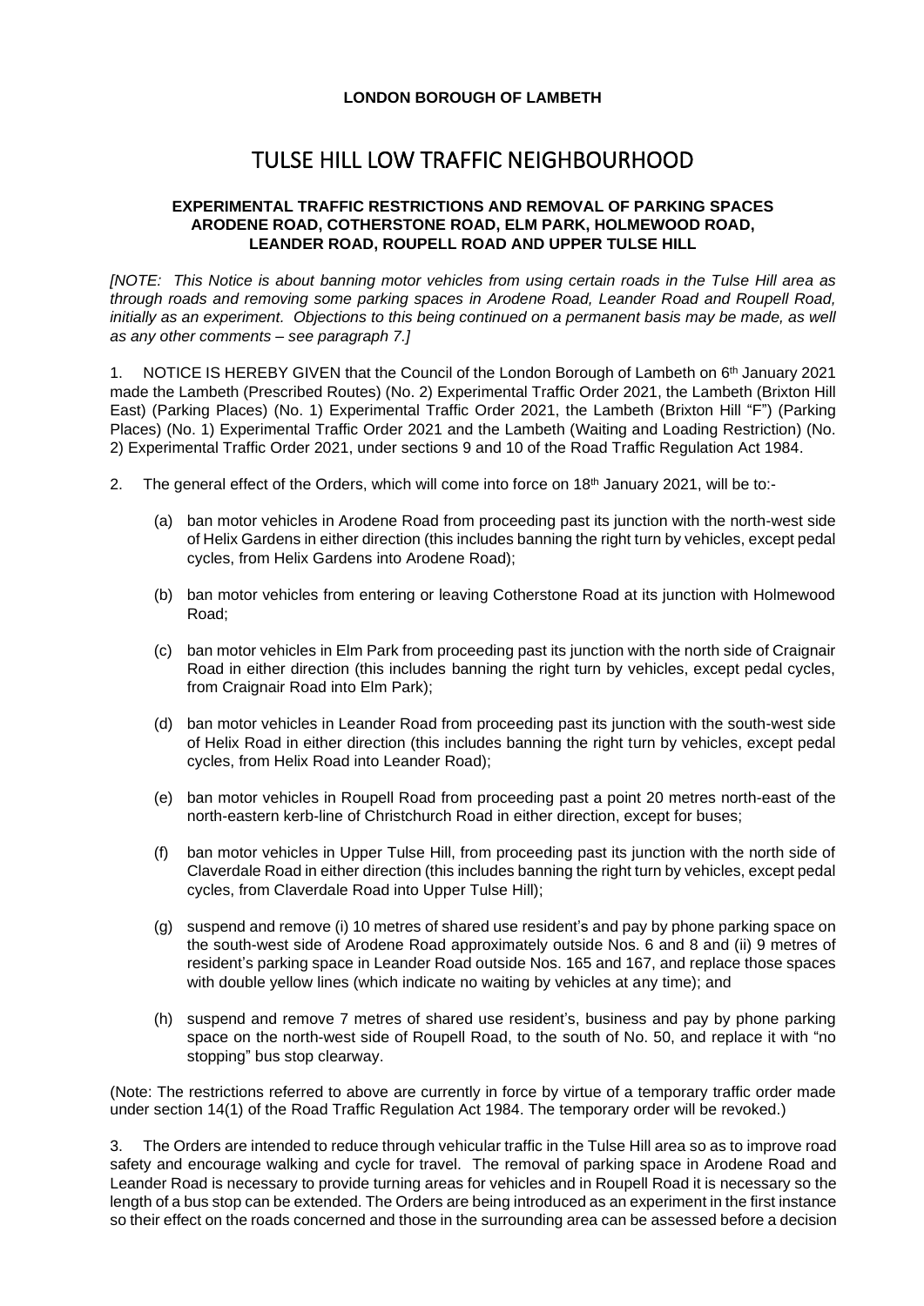**LONDON BOROUGH OF LAMBETH**

# TULSE HILL LOW TRAFFIC NEIGHBOURHOOD

**EXPERIMENTAL TRAFFIC RESTRICTIONS AND REMOVAL OF PARKING SPACES ARODENE ROAD, COTHERSTONE ROAD, ELM PARK, HOLMEWOOD ROAD, LEANDER ROAD, ROUPELL ROAD AND UPPER TULSE HILL**

*[NOTE: This Notice is about banning motor vehicles from using certain roads in the Tulse Hill area as through roads and removing some parking spaces in Arodene Road, Leander Road and Roupell Road, initially as an experiment. Objections to this being continued on a permanent basis may be made, as well as any other comments – see paragraph 7.]*

1. NOTICE IS HEREBY GIVEN that the Council of the London Borough of Lambeth on 6th January 2021 made the Lambeth (Prescribed Routes) (No. 2) Experimental Traffic Order 2021, the Lambeth (Brixton Hill East) (Parking Places) (No. 1) Experimental Traffic Order 2021, the Lambeth (Brixton Hill "F") (Parking Places) (No. 1) Experimental Traffic Order 2021 and the Lambeth (Waiting and Loading Restriction) (No. 2) Experimental Traffic Order 2021, under sections 9 and 10 of the Road Traffic Regulation Act 1984.

2. The general effect of the Orders, which will come into force on 18th January 2021, will be to:-

   (a) ban motor vehicles in Arodene Road from proceeding past its junction with the north-west side of Helix Gardens in either direction (this includes banning the right turn by vehicles, except pedal cycles, from Helix Gardens into Arodene Road);

   (b) ban motor vehicles from entering or leaving Cotherstone Road at its junction with Holmewood Road;

   (c) ban motor vehicles in Elm Park from proceeding past its junction with the north side of Craignair Road in either direction (this includes banning the right turn by vehicles, except pedal cycles, from Craignair Road into Elm Park);

   (d) ban motor vehicles in Leander Road from proceeding past its junction with the south-west side of Helix Road in either direction (this includes banning the right turn by vehicles, except pedal cycles, from Helix Road into Leander Road);

   (e) ban motor vehicles in Roupell Road from proceeding past a point 20 metres north-east of the north-eastern kerb-line of Christchurch Road in either direction, except for buses;

   (f) ban motor vehicles in Upper Tulse Hill, from proceeding past its junction with the north side of Claverdale Road in either direction (this includes banning the right turn by vehicles, except pedal cycles, from Claverdale Road into Upper Tulse Hill);

   (g) suspend and remove (i) 10 metres of shared use resident's and pay by phone parking space on the south-west side of Arodene Road approximately outside Nos. 6 and 8 and (ii) 9 metres of resident's parking space in Leander Road outside Nos. 165 and 167, and replace those spaces with double yellow lines (which indicate no waiting by vehicles at any time); and

   (h) suspend and remove 7 metres of shared use resident's, business and pay by phone parking space on the north-west side of Roupell Road, to the south of No. 50, and replace it with "no stopping" bus stop clearway.

(Note: The restrictions referred to above are currently in force by virtue of a temporary traffic order made under section 14(1) of the Road Traffic Regulation Act 1984. The temporary order will be revoked.)

3. The Orders are intended to reduce through vehicular traffic in the Tulse Hill area so as to improve road safety and encourage walking and cycle for travel. The removal of parking space in Arodene Road and Leander Road is necessary to provide turning areas for vehicles and in Roupell Road it is necessary so the length of a bus stop can be extended. The Orders are being introduced as an experiment in the first instance so their effect on the roads concerned and those in the surrounding area can be assessed before a decision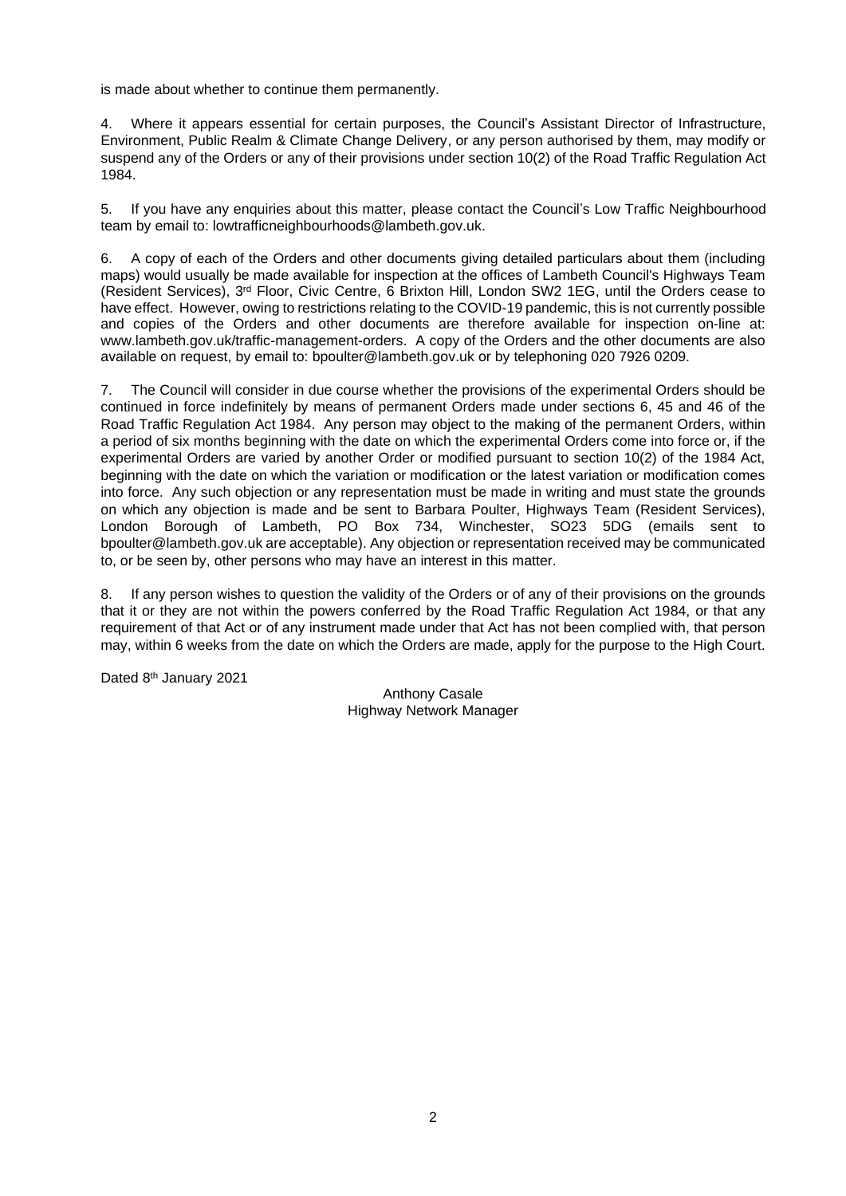is made about whether to continue them permanently.

4. Where it appears essential for certain purposes, the Council's Assistant Director of Infrastructure, Environment, Public Realm & Climate Change Delivery, or any person authorised by them, may modify or suspend any of the Orders or any of their provisions under section 10(2) of the Road Traffic Regulation Act 1984.

5. If you have any enquiries about this matter, please contact the Council's Low Traffic Neighbourhood team by email to: lowtrafficneighbourhoods@lambeth.gov.uk.

6. A copy of each of the Orders and other documents giving detailed particulars about them (including maps) would usually be made available for inspection at the offices of Lambeth Council's Highways Team (Resident Services), 3rd Floor, Civic Centre, 6 Brixton Hill, London SW2 1EG, until the Orders cease to have effect. However, owing to restrictions relating to the COVID-19 pandemic, this is not currently possible and copies of the Orders and other documents are therefore available for inspection on-line at: www.lambeth.gov.uk/traffic-management-orders. A copy of the Orders and the other documents are also available on request, by email to: bpoulter@lambeth.gov.uk or by telephoning 020 7926 0209.

7. The Council will consider in due course whether the provisions of the experimental Orders should be continued in force indefinitely by means of permanent Orders made under sections 6, 45 and 46 of the Road Traffic Regulation Act 1984. Any person may object to the making of the permanent Orders, within a period of six months beginning with the date on which the experimental Orders come into force or, if the experimental Orders are varied by another Order or modified pursuant to section 10(2) of the 1984 Act, beginning with the date on which the variation or modification or the latest variation or modification comes into force. Any such objection or any representation must be made in writing and must state the grounds on which any objection is made and be sent to Barbara Poulter, Highways Team (Resident Services), London Borough of Lambeth, PO Box 734, Winchester, SO23 5DG (emails sent to bpoulter@lambeth.gov.uk are acceptable). Any objection or representation received may be communicated to, or be seen by, other persons who may have an interest in this matter.

8. If any person wishes to question the validity of the Orders or of any of their provisions on the grounds that it or they are not within the powers conferred by the Road Traffic Regulation Act 1984, or that any requirement of that Act or of any instrument made under that Act has not been complied with, that person may, within 6 weeks from the date on which the Orders are made, apply for the purpose to the High Court.

Dated 8th January 2021

Anthony Casale
Highway Network Manager